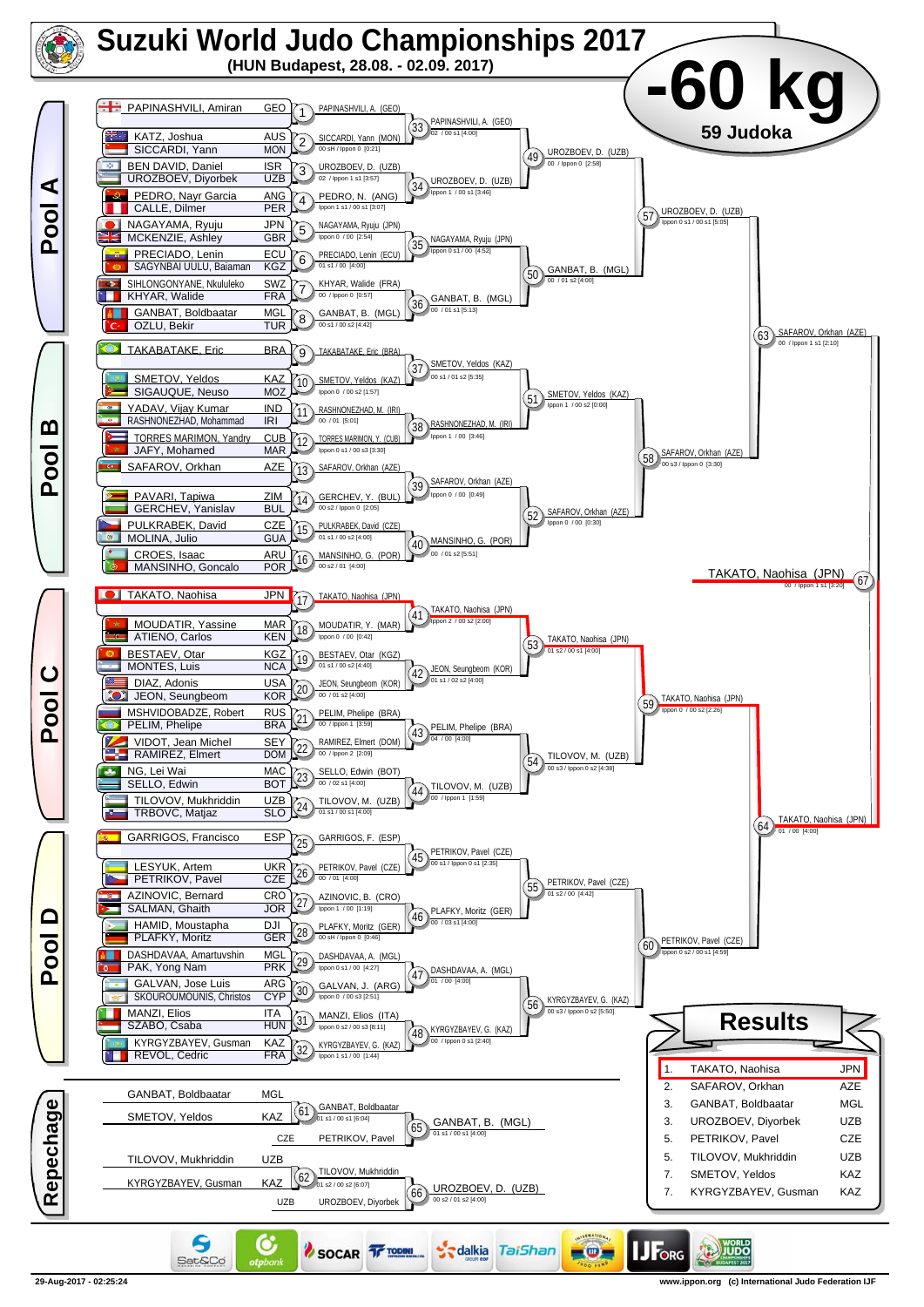# Suzuki World Judo Championships 2017

**(HUN Budapest, 28.08. - 02.09. 2017)**

## -60 kg

**59 Judoka**

## Pool A

| Athlete | Nation |
|---|---|
| PAPINASHVILI, Amiran | GEO |
| KATZ, Joshua | AUS |
| SICCARDI, Yann | MON |
| BEN DAVID, Daniel | ISR |
| UROZBOEV, Diyorbek | UZB |
| PEDRO, Nayr Garcia | ANG |
| CALLE, Dilmer | PER |
| NAGAYAMA, Ryuju | JPN |
| MCKENZIE, Ashley | GBR |
| PRECIADO, Lenin | ECU |
| SAGYNBAI UULU, Baiaman | KGZ |
| SIHLONGONYANE, Nkululeko | SWZ |
| KHYAR, Walide | FRA |
| GANBAT, Boldbaatar | MGL |
| OZLU, Bekir | TUR |

| Contest | Winner | Score |
|---|---|---|
| 1 | PAPINASHVILI, A. (GEO) | |
| 2 | SICCARDI, Yann (MON) | 00 sH / Ippon 0 [0:21] |
| 3 | UROZBOEV, D. (UZB) | 02 / Ippon 1 s1 [3:57] |
| 4 | PEDRO, N. (ANG) | Ippon 1 s1 / 00 s1 [3:07] |
| 5 | NAGAYAMA, Ryuju (JPN) | Ippon 0 / 00 [2:54] |
| 6 | PRECIADO, Lenin (ECU) | 01 s1 / 00 [4:00] |
| 7 | KHYAR, Walide (FRA) | 00 / Ippon 0 [0:57] |
| 8 | GANBAT, B. (MGL) | 00 s1 / 00 s2 [4:42] |
| 33 | PAPINASHVILI, A. (GEO) | 02 / 00 s1 [4:00] |
| 34 | UROZBOEV, D. (UZB) | Ippon 1 / 00 s1 [3:46] |
| 35 | NAGAYAMA, Ryuju (JPN) | Ippon 0 s1 / 00 [4:52] |
| 36 | GANBAT, B. (MGL) | 00 / 01 s1 [5:13] |
| 49 | UROZBOEV, D. (UZB) | 00 / Ippon 0 [2:58] |
| 50 | GANBAT, B. (MGL) | 00 / 01 s2 [4:00] |
| 57 | UROZBOEV, D. (UZB) | Ippon 0 s1 / 00 s1 [5:05] |

## Pool B

| Athlete | Nation |
|---|---|
| TAKABATAKE, Eric | BRA |
| SMETOV, Yeldos | KAZ |
| SIGAUQUE, Neuso | MOZ |
| YADAV, Vijay Kumar | IND |
| RASHNONEZHAD, Mohammad | IRI |
| TORRES MARIMON, Yandry | CUB |
| JAFY, Mohamed | MAR |
| SAFAROV, Orkhan | AZE |
| PAVARI, Tapiwa | ZIM |
| GERCHEV, Yanislav | BUL |
| PULKRABEK, David | CZE |
| MOLINA, Julio | GUA |
| CROES, Isaac | ARU |
| MANSINHO, Goncalo | POR |

| Contest | Winner | Score |
|---|---|---|
| 9 | TAKABATAKE, Eric (BRA) | |
| 10 | SMETOV, Yeldos (KAZ) | Ippon 0 / 00 s2 [1:57] |
| 11 | RASHNONEZHAD, M. (IRI) | 00 / 01 [5:01] |
| 12 | TORRES MARIMON, Y. (CUB) | Ippon 0 s1 / 00 s3 [3:30] |
| 13 | SAFAROV, Orkhan (AZE) | |
| 14 | GERCHEV, Y. (BUL) | 00 s2 / Ippon 0 [2:05] |
| 15 | PULKRABEK, David (CZE) | 01 s1 / 00 s2 [4:00] |
| 16 | MANSINHO, G. (POR) | 00 s2 / 01 [4:00] |
| 37 | SMETOV, Yeldos (KAZ) | 00 s1 / 01 s2 [5:35] |
| 38 | RASHNONEZHAD, M. (IRI) | Ippon 1 / 00 [3:46] |
| 39 | SAFAROV, Orkhan (AZE) | Ippon 0 / 00 [0:49] |
| 40 | MANSINHO, G. (POR) | 00 / 01 s2 [5:51] |
| 51 | SMETOV, Yeldos (KAZ) | Ippon 1 / 00 s2 [0:00] |
| 52 | SAFAROV, Orkhan (AZE) | Ippon 0 / 00 [0:30] |
| 58 | SAFAROV, Orkhan (AZE) | 00 s3 / Ippon 0 [3:30] |
| 63 | SAFAROV, Orkhan (AZE) | 00 / Ippon 1 s1 [2:10] |

## Pool C

| Athlete | Nation |
|---|---|
| TAKATO, Naohisa | JPN |
| MOUDATIR, Yassine | MAR |
| ATIENO, Carlos | KEN |
| BESTAEV, Otar | KGZ |
| MONTES, Luis | NCA |
| DIAZ, Adonis | USA |
| JEON, Seungbeom | KOR |
| MSHVIDOBADZE, Robert | RUS |
| PELIM, Phelipe | BRA |
| VIDOT, Jean Michel | SEY |
| RAMIREZ, Elmert | DOM |
| NG, Lei Wai | MAC |
| SELLO, Edwin | BOT |
| TILOVOV, Mukhriddin | UZB |
| TRBOVC, Matjaz | SLO |

| Contest | Winner | Score |
|---|---|---|
| 17 | TAKATO, Naohisa (JPN) | |
| 18 | MOUDATIR, Y. (MAR) | Ippon 0 / 00 [0:42] |
| 19 | BESTAEV, Otar (KGZ) | 01 s1 / 00 s2 [4:40] |
| 20 | JEON, Seungbeom (KOR) | 00 / 01 s2 [4:00] |
| 21 | PELIM, Phelipe (BRA) | 00 / Ippon 1 [3:59] |
| 22 | RAMIREZ, Elmert (DOM) | 00 / Ippon 2 [2:09] |
| 23 | SELLO, Edwin (BOT) | 00 / 02 s1 [4:00] |
| 24 | TILOVOV, M. (UZB) | 01 s1 / 00 s1 [4:00] |
| 41 | TAKATO, Naohisa (JPN) | Ippon 2 / 00 s2 [2:00] |
| 42 | JEON, Seungbeom (KOR) | 01 s1 / 02 s2 [4:00] |
| 43 | PELIM, Phelipe (BRA) | 04 / 00 [4:00] |
| 44 | TILOVOV, M. (UZB) | 00 / Ippon 1 [1:59] |
| 53 | TAKATO, Naohisa (JPN) | 01 s2 / 00 s1 [4:00] |
| 54 | TILOVOV, M. (UZB) | 00 s3 / Ippon 0 s2 [4:38] |
| 59 | TAKATO, Naohisa (JPN) | Ippon 0 / 00 s2 [2:26] |

## Pool D

| Athlete | Nation |
|---|---|
| GARRIGOS, Francisco | ESP |
| LESYUK, Artem | UKR |
| PETRIKOV, Pavel | CZE |
| AZINOVIC, Bernard | CRO |
| SALMAN, Ghaith | JOR |
| HAMID, Moustapha | DJI |
| PLAFKY, Moritz | GER |
| DASHDAVAA, Amartuvshin | MGL |
| PAK, Yong Nam | PRK |
| GALVAN, Jose Luis | ARG |
| SKOUROUMOUNIS, Christos | CYP |
| MANZI, Elios | ITA |
| SZABO, Csaba | HUN |
| KYRGYZBAYEV, Gusman | KAZ |
| REVOL, Cedric | FRA |

| Contest | Winner | Score |
|---|---|---|
| 25 | GARRIGOS, F. (ESP) | |
| 26 | PETRIKOV, Pavel (CZE) | 00 / 01 [4:00] |
| 27 | AZINOVIC, B. (CRO) | Ippon 1 / 00 [1:19] |
| 28 | PLAFKY, Moritz (GER) | 00 sH / Ippon 0 [0:46] |
| 29 | DASHDAVAA, A. (MGL) | Ippon 0 s1 / 00 [4:27] |
| 30 | GALVAN, J. (ARG) | Ippon 0 / 00 s3 [2:51] |
| 31 | MANZI, Elios (ITA) | Ippon 0 s2 / 00 s3 [8:11] |
| 32 | KYRGYZBAYEV, G. (KAZ) | Ippon 1 s1 / 00 [1:44] |
| 45 | PETRIKOV, Pavel (CZE) | 00 s1 / Ippon 0 s1 [2:35] |
| 46 | PLAFKY, Moritz (GER) | 00 / 03 s1 [4:00] |
| 47 | DASHDAVAA, A. (MGL) | 01 / 00 [4:00] |
| 48 | KYRGYZBAYEV, G. (KAZ) | 00 / Ippon 0 s1 [2:40] |
| 55 | PETRIKOV, Pavel (CZE) | 01 s2 / 00 [4:42] |
| 56 | KYRGYZBAYEV, G. (KAZ) | 00 s3 / Ippon 0 s2 [5:50] |
| 60 | PETRIKOV, Pavel (CZE) | Ippon 0 s2 / 00 s1 [4:59] |
| 64 | TAKATO, Naohisa (JPN) | 01 / 00 [4:00] |

## Final

| Contest | Winner | Score |
|---|---|---|
| 67 | TAKATO, Naohisa (JPN) | 00 / Ippon 1 s1 [3:20] |

## Repechage

| Contest | Athletes | Winner | Score |
|---|---|---|---|
| 61 | GANBAT, Boldbaatar (MGL) – SMETOV, Yeldos (KAZ) | GANBAT, Boldbaatar | 01 s1 / 00 s1 [6:04] |
| 65 | GANBAT, Boldbaatar – PETRIKOV, Pavel (CZE) | GANBAT, B. (MGL) | 01 s1 / 00 s1 [4:00] |
| 62 | TILOVOV, Mukhriddin (UZB) – KYRGYZBAYEV, Gusman (KAZ) | TILOVOV, Mukhriddin | 01 s2 / 00 s2 [6:07] |
| 66 | TILOVOV, Mukhriddin – UROZBOEV, Diyorbek (UZB) | UROZBOEV, D. (UZB) | 00 s2 / 01 s2 [4:00] |

## Results

| Place | Name | Nation |
|---|---|---|
| 1. | TAKATO, Naohisa | JPN |
| 2. | SAFAROV, Orkhan | AZE |
| 3. | GANBAT, Boldbaatar | MGL |
| 3. | UROZBOEV, Diyorbek | UZB |
| 5. | PETRIKOV, Pavel | CZE |
| 5. | TILOVOV, Mukhriddin | UZB |
| 7. | SMETOV, Yeldos | KAZ |
| 7. | KYRGYZBAYEV, Gusman | KAZ |

29-Aug-2017 - 02:25:24

www.ippon.org (c) International Judo Federation IJF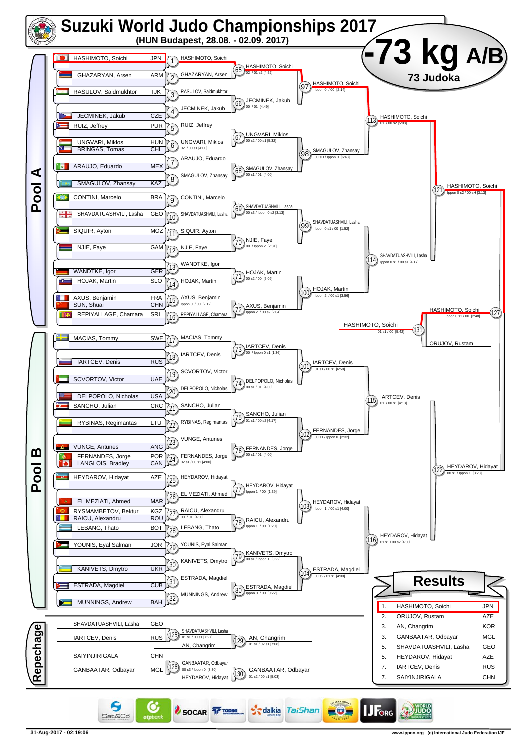# Suzuki World Judo Championships 2017

**(HUN Budapest, 28.08. - 02.09. 2017)**

## -73 kg A/B

**73 Judoka**

## Pool A

| Athlete | Country |
|---|---|
| HASHIMOTO, Soichi | JPN |
| GHAZARYAN, Arsen | ARM |
| RASULOV, Saidmukhtor | TJK |
| JECMINEK, Jakub | CZE |
| RUIZ, Jeffrey | PUR |
| UNGVARI, Miklos | HUN |
| BRINGAS, Tomas | CHI |
| ARAUJO, Eduardo | MEX |
| SMAGULOV, Zhansay | KAZ |
| CONTINI, Marcelo | BRA |
| SHAVDATUASHVILI, Lasha | GEO |
| SIQUIR, Ayton | MOZ |
| NJIE, Faye | GAM |
| WANDTKE, Igor | GER |
| HOJAK, Martin | SLO |
| AXUS, Benjamin | FRA |
| SUN, Shuai | CHN |
| REPIYALLAGE, Chamara | SRI |

| Match | Winner | Score |
|---|---|---|
| 1 | HASHIMOTO, Soichi | |
| 2 | GHAZARYAN, Arsen | |
| 3 | RASULOV, Saidmukhtor | |
| 4 | JECMINEK, Jakub | |
| 5 | RUIZ, Jeffrey | |
| 6 | UNGVARI, Miklos | 02 / 00 s1 [4:00] |
| 7 | ARAUJO, Eduardo | |
| 8 | SMAGULOV, Zhansay | |
| 9 | CONTINI, Marcelo | |
| 10 | SHAVDATUASHVILI, Lasha | |
| 11 | SIQUIR, Ayton | |
| 12 | NJIE, Faye | |
| 13 | WANDTKE, Igor | |
| 14 | HOJAK, Martin | |
| 15 | AXUS, Benjamin | Ippon 0 / 00 [2:12] |
| 16 | REPIYALLAGE, Chamara | |
| 65 | HASHIMOTO, Soichi | 02 / 01 s2 [4:52] |
| 66 | JECMINEK, Jakub | 00 / 01 [4:49] |
| 67 | UNGVARI, Miklos | 00 s2 / 00 s1 [5:32] |
| 68 | SMAGULOV, Zhansay | 00 s1 / 01 [4:00] |
| 69 | SHAVDATUASHVILI, Lasha | 00 s3 / Ippon 0 s2 [3:13] |
| 70 | NJIE, Faye | 00 / Ippon 2 [2:31] |
| 71 | HOJAK, Martin | 00 s2 / 00 [5:09] |
| 72 | AXUS, Benjamin | Ippon 2 / 00 s2 [2:04] |
| 97 | HASHIMOTO, Soichi | Ippon 0 / 00 [2:14] |
| 98 | SMAGULOV, Zhansay | 00 sH / Ippon 0 [6:43] |
| 99 | SHAVDATUASHVILI, Lasha | Ippon 0 s1 / 00 [1:52] |
| 100 | HOJAK, Martin | Ippon 2 / 00 s1 [3:56] |
| 113 | HASHIMOTO, Soichi | 01 / 00 s2 [5:08] |
| 114 | SHAVDATUASHVILI, Lasha | Ippon 0 s1 / 00 s1 [4:17] |
| 121 | HASHIMOTO, Soichi | Ippon 0 s2 / 00 sH [3:13] |

## Pool B

| Athlete | Country |
|---|---|
| MACIAS, Tommy | SWE |
| IARTCEV, Denis | RUS |
| SCVORTOV, Victor | UAE |
| DELPOPOLO, Nicholas | USA |
| SANCHO, Julian | CRC |
| RYBINAS, Regimantas | LTU |
| VUNGE, Antunes | ANG |
| FERNANDES, Jorge | POR |
| LANGLOIS, Bradley | CAN |
| HEYDAROV, Hidayat | AZE |
| EL MEZIATI, Ahmed | MAR |
| RYSMAMBETOV, Bektur | KGZ |
| RAICU, Alexandru | ROU |
| LEBANG, Thato | BOT |
| YOUNIS, Eyal Salman | JOR |
| KANIVETS, Dmytro | UKR |
| ESTRADA, Magdiel | CUB |
| MUNNINGS, Andrew | BAH |

| Match | Winner | Score |
|---|---|---|
| 17 | MACIAS, Tommy | |
| 18 | IARTCEV, Denis | |
| 19 | SCVORTOV, Victor | |
| 20 | DELPOPOLO, Nicholas | |
| 21 | SANCHO, Julian | |
| 22 | RYBINAS, Regimantas | |
| 23 | VUNGE, Antunes | |
| 24 | FERNANDES, Jorge | 02 s1 / 00 s1 [4:00] |
| 25 | HEYDAROV, Hidayat | |
| 26 | EL MEZIATI, Ahmed | |
| 27 | RAICU, Alexandru | 00 / 01 [4:00] |
| 28 | LEBANG, Thato | |
| 29 | YOUNIS, Eyal Salman | |
| 30 | KANIVETS, Dmytro | |
| 31 | ESTRADA, Magdiel | |
| 32 | MUNNINGS, Andrew | |
| 73 | IARTCEV, Denis | 00 / Ippon 0 s1 [1:36] |
| 74 | DELPOPOLO, Nicholas | 00 s1 / 01 [4:00] |
| 75 | SANCHO, Julian | 01 s1 / 00 s2 [4:17] |
| 76 | FERNANDES, Jorge | 00 s1 / 01 [4:00] |
| 77 | HEYDAROV, Hidayat | Ippon 1 / 00 [1:39] |
| 78 | RAICU, Alexandru | Ippon 1 / 00 [1:20] |
| 79 | KANIVETS, Dmytro | 00 s1 / Ippon 1 [3:22] |
| 80 | ESTRADA, Magdiel | Ippon 0 / 00 [0:22] |
| 101 | IARTCEV, Denis | 01 s1 / 00 s1 [6:59] |
| 102 | FERNANDES, Jorge | 00 s1 / Ippon 0 [2:32] |
| 103 | HEYDAROV, Hidayat | Ippon 1 / 00 s1 [4:00] |
| 104 | ESTRADA, Magdiel | 00 s2 / 01 s1 [4:00] |
| 115 | IARTCEV, Denis | 01 / 00 s1 [4:13] |
| 116 | HEYDAROV, Hidayat | 01 s1 / 00 s2 [4:00] |
| 122 | HEYDAROV, Hidayat | 00 s1 / Ippon 1 [3:23] |

## Final Block

| Match | Winner | Score |
|---|---|---|
| 127 | HASHIMOTO, Soichi | Ippon 0 s1 / 00 [2:48] |
| 127 | ORUJOV, Rustam | |
| 131 | HASHIMOTO, Soichi | 01 s1 / 00 [5:42] |

## Repechage

| Athlete | Country |
|---|---|
| SHAVDATUASHVILI, Lasha | GEO |
| IARTCEV, Denis | RUS |
| SAIYINJIRIGALA | CHN |
| GANBAATAR, Odbayar | MGL |

| Match | Winner | Score |
|---|---|---|
| 125 | SHAVDATUASHVILI, Lasha | 01 s1 / 00 s1 [7:27] |
| 125 | AN, Changrim | |
| 126 | GANBAATAR, Odbayar | 00 s3 / Ippon 0 [3:30] |
| 126 | HEYDAROV, Hidayat | |
| 129 | AN, Changrim | 01 s1 / 02 s1 [7:08] |
| 130 | GANBAATAR, Odbayar | 01 s2 / 00 s1 [5:03] |

## Results

| Place | Name | Country |
|---|---|---|
| 1. | HASHIMOTO, Soichi | JPN |
| 2. | ORUJOV, Rustam | AZE |
| 3. | AN, Changrim | KOR |
| 3. | GANBAATAR, Odbayar | MGL |
| 5. | SHAVDATUASHVILI, Lasha | GEO |
| 5. | HEYDAROV, Hidayat | AZE |
| 7. | IARTCEV, Denis | RUS |
| 7. | SAIYINJIRIGALA | CHN |

31-Aug-2017 - 02:19:06

www.ippon.org (c) International Judo Federation IJF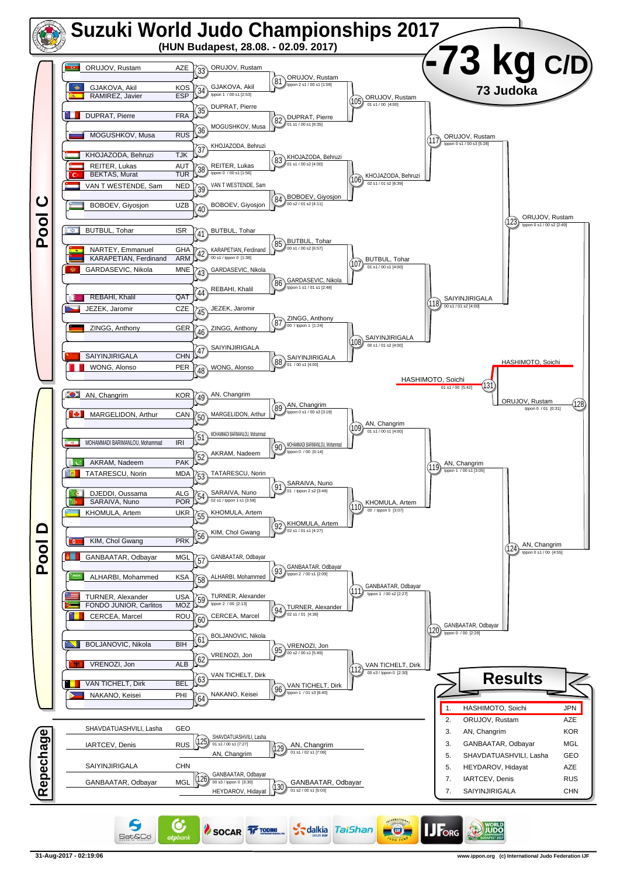# Suzuki World Judo Championships 2017

**(HUN Budapest, 28.08. - 02.09. 2017)**

## -73 kg C/D

**73 Judoka**

## Pool C

| Player | Country |
|---|---|
| ORUJOV, Rustam | AZE |
| GJAKOVA, Akil | KOS |
| RAMIREZ, Javier | ESP |
| DUPRAT, Pierre | FRA |
| MOGUSHKOV, Musa | RUS |
| KHOJAZODA, Behruzi | TJK |
| REITER, Lukas | AUT |
| BEKTAS, Murat | TUR |
| VAN T WESTENDE, Sam | NED |
| BOBOEV, Giyosjon | UZB |
| BUTBUL, Tohar | ISR |
| NARTEY, Emmanuel | GHA |
| KARAPETIAN, Ferdinand | ARM |
| GARDASEVIC, Nikola | MNE |
| REBAHI, Khalil | QAT |
| JEZEK, Jaromir | CZE |
| ZINGG, Anthony | GER |
| SAIYINJIRIGALA | CHN |
| WONG, Alonso | PER |

Round 1:
- (33) ORUJOV, Rustam
- (34) GJAKOVA, Akil — Ippon 1 / 00 s1 [2:53]
- (35) DUPRAT, Pierre
- (36) MOGUSHKOV, Musa
- (37) KHOJAZODA, Behruzi
- (38) REITER, Lukas — Ippon 0 / 00 s1 [1:56]
- (39) VAN T WESTENDE, Sam
- (40) BOBOEV, Giyosjon
- (41) BUTBUL, Tohar
- (42) KARAPETIAN, Ferdinand — 00 s1 / Ippon 0 [1:38]
- (43) GARDASEVIC, Nikola
- (44) REBAHI, Khalil
- (45) JEZEK, Jaromir
- (46) ZINGG, Anthony
- (47) SAIYINJIRIGALA
- (48) WONG, Alonso

Round 2:
- (81) ORUJOV, Rustam — Ippon 2 s1 / 00 s1 [1:59]
- (82) DUPRAT, Pierre — 01 s1 / 00 s1 [8:35]
- (83) KHOJAZODA, Behruzi — 01 s1 / 00 s2 [4:00]
- (84) BOBOEV, Giyosjon — 00 s2 / 01 s2 [4:11]
- (85) BUTBUL, Tohar — 00 s1 / 00 s2 [6:57]
- (86) GARDASEVIC, Nikola — Ippon 1 s1 / 01 s1 [2:48]
- (87) ZINGG, Anthony — 00 / Ippon 1 [1:24]
- (88) SAIYINJIRIGALA — 01 / 00 s1 [4:00]

Round 3:
- (105) ORUJOV, Rustam — 01 s1 / 00 [4:00]
- (106) KHOJAZODA, Behruzi — 02 s1 / 01 s2 [6:39]
- (107) BUTBUL, Tohar — 01 s1 / 00 s1 [4:00]
- (108) SAIYINJIRIGALA — 00 s1 / 01 s2 [4:00]

Round 4:
- (117) ORUJOV, Rustam — Ippon 0 s1 / 00 s3 [5:28]
- (118) SAIYINJIRIGALA — 00 s1 / 01 s2 [4:00]

Pool C final:
- (123) ORUJOV, Rustam — Ippon 0 s1 / 00 s2 [2:49]

## Pool D

| Player | Country |
|---|---|
| AN, Changrim | KOR |
| MARGELIDON, Arthur | CAN |
| MOHAMMADI BARIMANLOU, Mohammad | IRI |
| AKRAM, Nadeem | PAK |
| TATARESCU, Norin | MDA |
| DJEDDI, Oussama | ALG |
| SARAIVA, Nuno | POR |
| KHOMULA, Artem | UKR |
| KIM, Chol Gwang | PRK |
| GANBAATAR, Odbayar | MGL |
| ALHARBI, Mohammed | KSA |
| TURNER, Alexander | USA |
| FONDO JUNIOR, Carlitos | MOZ |
| CERCEA, Marcel | ROU |
| BOLJANOVIC, Nikola | BIH |
| VRENOZI, Jon | ALB |
| VAN TICHELT, Dirk | BEL |
| NAKANO, Keisei | PHI |

Round 1:
- (49) AN, Changrim
- (50) MARGELIDON, Arthur
- (51) MOHAMMADI BARIMANLOU, Mohammad
- (52) AKRAM, Nadeem
- (53) TATARESCU, Norin
- (54) SARAIVA, Nuno — 02 s1 / Ippon 1 s1 [3:58]
- (55) KHOMULA, Artem
- (56) KIM, Chol Gwang
- (57) GANBAATAR, Odbayar
- (58) ALHARBI, Mohammed
- (59) TURNER, Alexander — Ippon 2 / 00 [2:13]
- (60) CERCEA, Marcel
- (61) BOLJANOVIC, Nikola
- (62) VRENOZI, Jon
- (63) VAN TICHELT, Dirk
- (64) NAKANO, Keisei

Round 2:
- (89) AN, Changrim — Ippon 0 s1 / 00 s3 [3:19]
- (90) MOHAMMADI BARIMANLOU, Mohammad — Ippon 0 / 00 [0:14]
- (91) SARAIVA, Nuno — 01 / Ippon 2 s2 [3:49]
- (92) KHOMULA, Artem — 02 s1 / 01 s1 [4:27]
- (93) GANBAATAR, Odbayar — Ippon 2 / 00 s1 [2:09]
- (94) TURNER, Alexander — 02 s1 / 01 [4:36]
- (95) VRENOZI, Jon — 00 s2 / 00 s1 [5:49]
- (96) VAN TICHELT, Dirk — Ippon 1 / 01 s3 [6:40]

Round 3:
- (109) AN, Changrim — 01 s1 / 00 s1 [4:00]
- (110) KHOMULA, Artem — 00 / Ippon 5 [3:07]
- (111) GANBAATAR, Odbayar — Ippon 1 / 00 s2 [2:27]
- (112) VAN TICHELT, Dirk — 00 s3 / Ippon 0 [2:30]

Round 4:
- (119) AN, Changrim — Ippon 1 / 00 s1 [3:05]
- (120) GANBAATAR, Odbayar — Ippon 0 / 00 [2:29]

Pool D final:
- (124) AN, Changrim — Ippon 0 s1 / 00 [4:55]

## Semi-final

- (128) ORUJOV, Rustam — Ippon 0 / 01 [0:31]

## Final

- (131) HASHIMOTO, Soichi — 01 s1 / 00 [5:42]
- Winner: HASHIMOTO, Soichi

## Repechage

| Player | Country |
|---|---|
| SHAVDATUASHVILI, Lasha | GEO |
| IARTCEV, Denis | RUS |
| SAIYINJIRIGALA | CHN |
| GANBAATAR, Odbayar | MGL |

- (125) SHAVDATUASHVILI, Lasha — 01 s1 / 00 s1 [7:27]
- (126) GANBAATAR, Odbayar — 00 s3 / Ippon 0 [3:30]

Bronze matches:
- (129) AN, Changrim — 01 s1 / 02 s1 [7:08] (vs SHAVDATUASHVILI, Lasha / AN, Changrim)
- (130) GANBAATAR, Odbayar — 01 s2 / 00 s1 [5:03] (vs GANBAATAR, Odbayar / HEYDAROV, Hidayat)

## Results

| Rank | Name | Country |
|---|---|---|
| 1. | HASHIMOTO, Soichi | JPN |
| 2. | ORUJOV, Rustam | AZE |
| 3. | AN, Changrim | KOR |
| 3. | GANBAATAR, Odbayar | MGL |
| 5. | SHAVDATUASHVILI, Lasha | GEO |
| 5. | HEYDAROV, Hidayat | AZE |
| 7. | IARTCEV, Denis | RUS |
| 7. | SAIYINJIRIGALA | CHN |

31-Aug-2017 - 02:19:06

www.ippon.org (c) International Judo Federation IJF